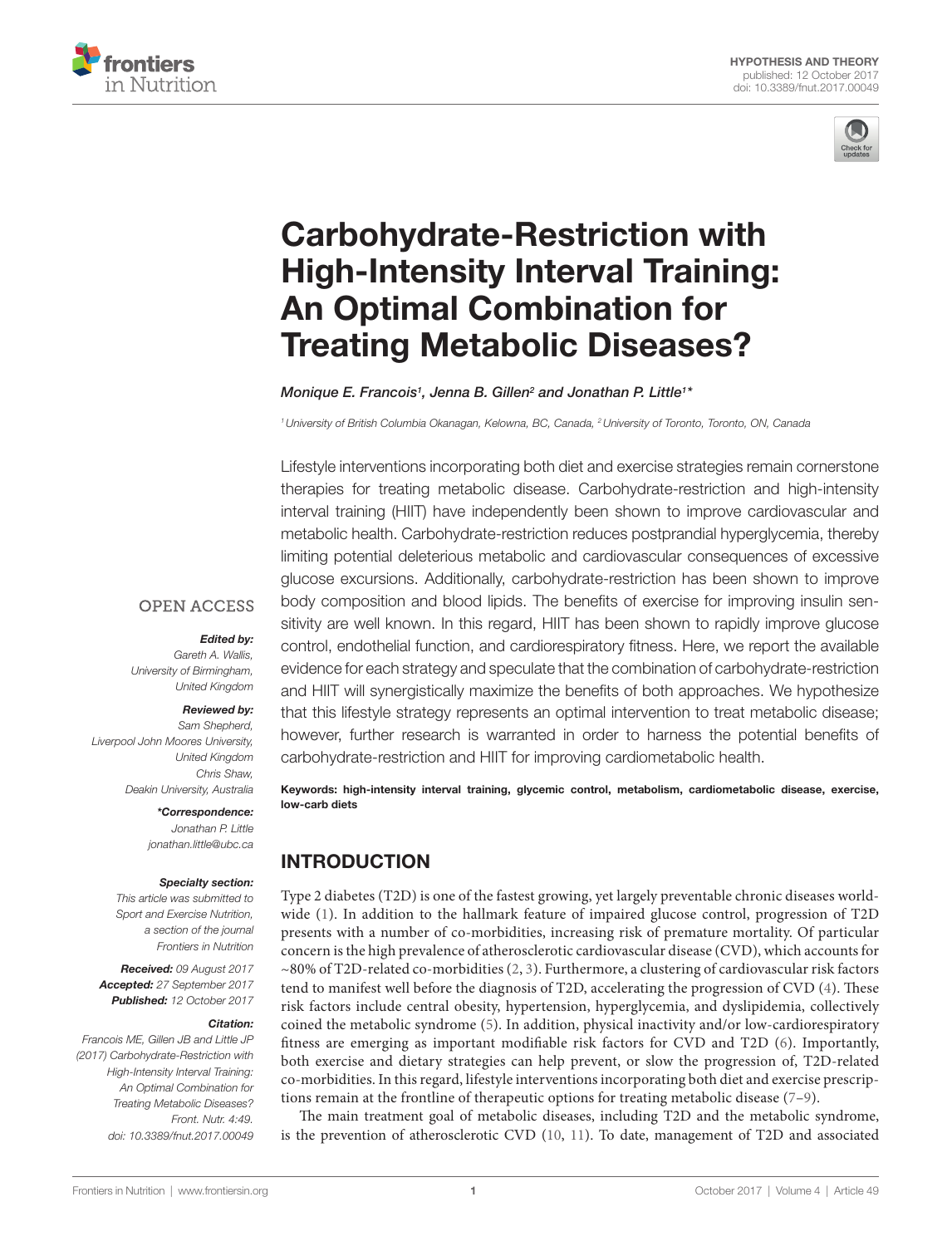HYPOTHESIS AND THEORY
published: 12 October 2017
doi: 10.3389/fnut.2017.00049

# Carbohydrate-Restriction with High-Intensity Interval Training: An Optimal Combination for Treating Metabolic Diseases?

*Monique E. Francois[1], Jenna B. Gillen[2] and Jonathan P. Little[1]**

[1] *University of British Columbia Okanagan, Kelowna, BC, Canada,* [2] *University of Toronto, Toronto, ON, Canada*

Lifestyle interventions incorporating both diet and exercise strategies remain cornerstone therapies for treating metabolic disease. Carbohydrate-restriction and high-intensity interval training (HIIT) have independently been shown to improve cardiovascular and metabolic health. Carbohydrate-restriction reduces postprandial hyperglycemia, thereby limiting potential deleterious metabolic and cardiovascular consequences of excessive glucose excursions. Additionally, carbohydrate-restriction has been shown to improve body composition and blood lipids. The benefits of exercise for improving insulin sensitivity are well known. In this regard, HIIT has been shown to rapidly improve glucose control, endothelial function, and cardiorespiratory fitness. Here, we report the available evidence for each strategy and speculate that the combination of carbohydrate-restriction and HIIT will synergistically maximize the benefits of both approaches. We hypothesize that this lifestyle strategy represents an optimal intervention to treat metabolic disease; however, further research is warranted in order to harness the potential benefits of carbohydrate-restriction and HIIT for improving cardiometabolic health.

**Keywords: high-intensity interval training, glycemic control, metabolism, cardiometabolic disease, exercise, low-carb diets**

OPEN ACCESS

***Edited by:***
*Gareth A. Wallis, University of Birmingham, United Kingdom*

***Reviewed by:***
*Sam Shepherd, Liverpool John Moores University, United Kingdom*
*Chris Shaw, Deakin University, Australia*

***\*Correspondence:***
*Jonathan P. Little*
*jonathan.little@ubc.ca*

***Specialty section:***
*This article was submitted to Sport and Exercise Nutrition, a section of the journal Frontiers in Nutrition*

***Received:*** *09 August 2017*
***Accepted:*** *27 September 2017*
***Published:*** *12 October 2017*

***Citation:***
*Francois ME, Gillen JB and Little JP (2017) Carbohydrate-Restriction with High-Intensity Interval Training: An Optimal Combination for Treating Metabolic Diseases? Front. Nutr. 4:49. doi: 10.3389/fnut.2017.00049*

## INTRODUCTION

Type 2 diabetes (T2D) is one of the fastest growing, yet largely preventable chronic diseases worldwide (1). In addition to the hallmark feature of impaired glucose control, progression of T2D presents with a number of co-morbidities, increasing risk of premature mortality. Of particular concern is the high prevalence of atherosclerotic cardiovascular disease (CVD), which accounts for ~80% of T2D-related co-morbidities (2, 3). Furthermore, a clustering of cardiovascular risk factors tend to manifest well before the diagnosis of T2D, accelerating the progression of CVD (4). These risk factors include central obesity, hypertension, hyperglycemia, and dyslipidemia, collectively coined the metabolic syndrome (5). In addition, physical inactivity and/or low-cardiorespiratory fitness are emerging as important modifiable risk factors for CVD and T2D (6). Importantly, both exercise and dietary strategies can help prevent, or slow the progression of, T2D-related co-morbidities. In this regard, lifestyle interventions incorporating both diet and exercise prescriptions remain at the frontline of therapeutic options for treating metabolic disease (7–9).

The main treatment goal of metabolic diseases, including T2D and the metabolic syndrome, is the prevention of atherosclerotic CVD (10, 11). To date, management of T2D and associated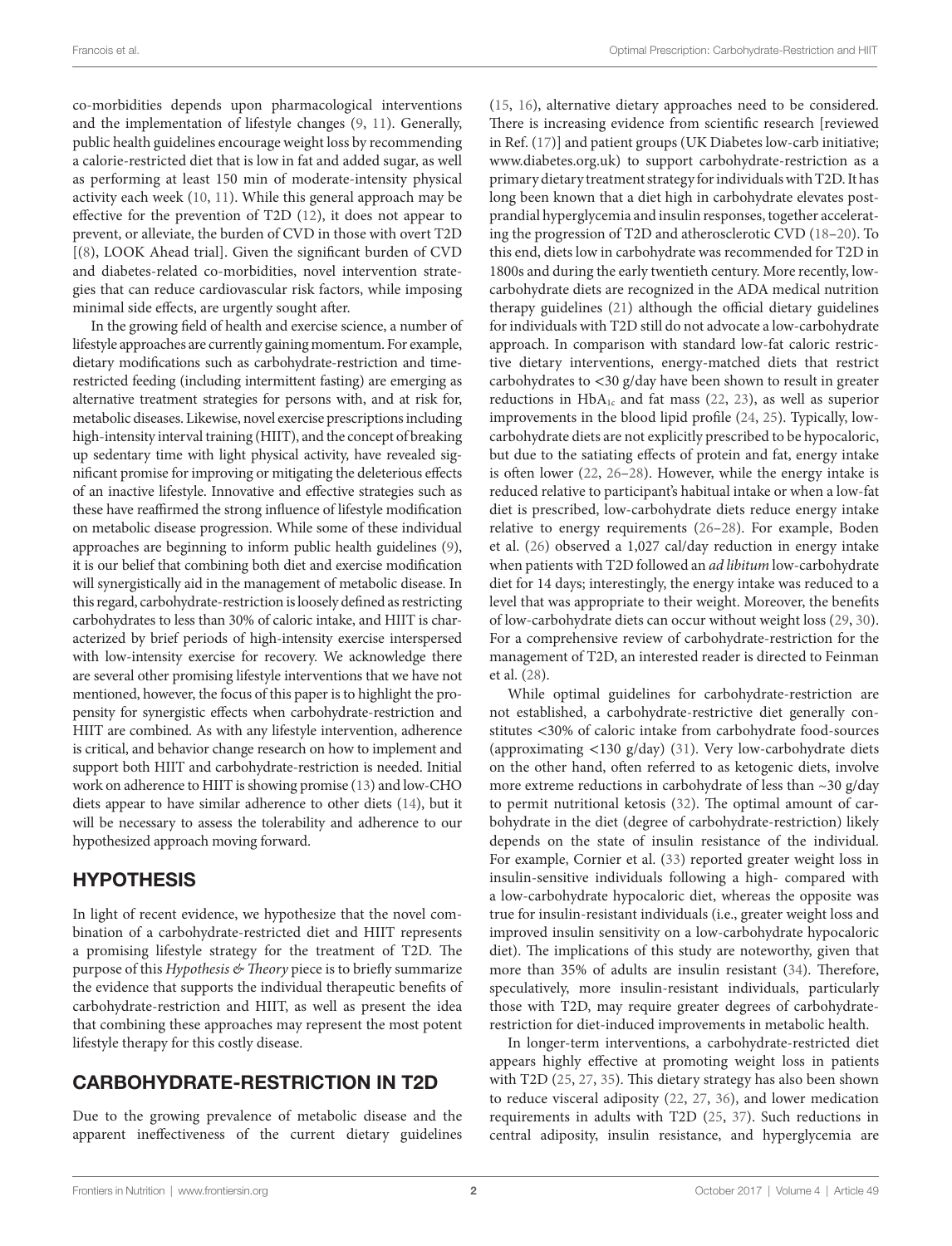co-morbidities depends upon pharmacological interventions and the implementation of lifestyle changes (9, 11). Generally, public health guidelines encourage weight loss by recommending a calorie-restricted diet that is low in fat and added sugar, as well as performing at least 150 min of moderate-intensity physical activity each week (10, 11). While this general approach may be effective for the prevention of T2D (12), it does not appear to prevent, or alleviate, the burden of CVD in those with overt T2D [(8), LOOK Ahead trial]. Given the significant burden of CVD and diabetes-related co-morbidities, novel intervention strategies that can reduce cardiovascular risk factors, while imposing minimal side effects, are urgently sought after.

In the growing field of health and exercise science, a number of lifestyle approaches are currently gaining momentum. For example, dietary modifications such as carbohydrate-restriction and time-restricted feeding (including intermittent fasting) are emerging as alternative treatment strategies for persons with, and at risk for, metabolic diseases. Likewise, novel exercise prescriptions including high-intensity interval training (HIIT), and the concept of breaking up sedentary time with light physical activity, have revealed significant promise for improving or mitigating the deleterious effects of an inactive lifestyle. Innovative and effective strategies such as these have reaffirmed the strong influence of lifestyle modification on metabolic disease progression. While some of these individual approaches are beginning to inform public health guidelines (9), it is our belief that combining both diet and exercise modification will synergistically aid in the management of metabolic disease. In this regard, carbohydrate-restriction is loosely defined as restricting carbohydrates to less than 30% of caloric intake, and HIIT is characterized by brief periods of high-intensity exercise interspersed with low-intensity exercise for recovery. We acknowledge there are several other promising lifestyle interventions that we have not mentioned, however, the focus of this paper is to highlight the propensity for synergistic effects when carbohydrate-restriction and HIIT are combined. As with any lifestyle intervention, adherence is critical, and behavior change research on how to implement and support both HIIT and carbohydrate-restriction is needed. Initial work on adherence to HIIT is showing promise (13) and low-CHO diets appear to have similar adherence to other diets (14), but it will be necessary to assess the tolerability and adherence to our hypothesized approach moving forward.

## HYPOTHESIS

In light of recent evidence, we hypothesize that the novel combination of a carbohydrate-restricted diet and HIIT represents a promising lifestyle strategy for the treatment of T2D. The purpose of this *Hypothesis & Theory* piece is to briefly summarize the evidence that supports the individual therapeutic benefits of carbohydrate-restriction and HIIT, as well as present the idea that combining these approaches may represent the most potent lifestyle therapy for this costly disease.

## CARBOHYDRATE-RESTRICTION IN T2D

Due to the growing prevalence of metabolic disease and the apparent ineffectiveness of the current dietary guidelines (15, 16), alternative dietary approaches need to be considered. There is increasing evidence from scientific research [reviewed in Ref. (17)] and patient groups (UK Diabetes low-carb initiative; www.diabetes.org.uk) to support carbohydrate-restriction as a primary dietary treatment strategy for individuals with T2D. It has long been known that a diet high in carbohydrate elevates postprandial hyperglycemia and insulin responses, together accelerating the progression of T2D and atherosclerotic CVD (18–20). To this end, diets low in carbohydrate was recommended for T2D in 1800s and during the early twentieth century. More recently, low-carbohydrate diets are recognized in the ADA medical nutrition therapy guidelines (21) although the official dietary guidelines for individuals with T2D still do not advocate a low-carbohydrate approach. In comparison with standard low-fat caloric restrictive dietary interventions, energy-matched diets that restrict carbohydrates to <30 g/day have been shown to result in greater reductions in $HbA_{1c}$ and fat mass (22, 23), as well as superior improvements in the blood lipid profile (24, 25). Typically, low-carbohydrate diets are not explicitly prescribed to be hypocaloric, but due to the satiating effects of protein and fat, energy intake is often lower (22, 26–28). However, while the energy intake is reduced relative to participant's habitual intake or when a low-fat diet is prescribed, low-carbohydrate diets reduce energy intake relative to energy requirements (26–28). For example, Boden et al. (26) observed a 1,027 cal/day reduction in energy intake when patients with T2D followed an *ad libitum* low-carbohydrate diet for 14 days; interestingly, the energy intake was reduced to a level that was appropriate to their weight. Moreover, the benefits of low-carbohydrate diets can occur without weight loss (29, 30). For a comprehensive review of carbohydrate-restriction for the management of T2D, an interested reader is directed to Feinman et al. (28).

While optimal guidelines for carbohydrate-restriction are not established, a carbohydrate-restrictive diet generally constitutes <30% of caloric intake from carbohydrate food-sources (approximating <130 g/day) (31). Very low-carbohydrate diets on the other hand, often referred to as ketogenic diets, involve more extreme reductions in carbohydrate of less than ~30 g/day to permit nutritional ketosis (32). The optimal amount of carbohydrate in the diet (degree of carbohydrate-restriction) likely depends on the state of insulin resistance of the individual. For example, Cornier et al. (33) reported greater weight loss in insulin-sensitive individuals following a high- compared with a low-carbohydrate hypocaloric diet, whereas the opposite was true for insulin-resistant individuals (i.e., greater weight loss and improved insulin sensitivity on a low-carbohydrate hypocaloric diet). The implications of this study are noteworthy, given that more than 35% of adults are insulin resistant (34). Therefore, speculatively, more insulin-resistant individuals, particularly those with T2D, may require greater degrees of carbohydrate-restriction for diet-induced improvements in metabolic health.

In longer-term interventions, a carbohydrate-restricted diet appears highly effective at promoting weight loss in patients with T2D (25, 27, 35). This dietary strategy has also been shown to reduce visceral adiposity (22, 27, 36), and lower medication requirements in adults with T2D (25, 37). Such reductions in central adiposity, insulin resistance, and hyperglycemia are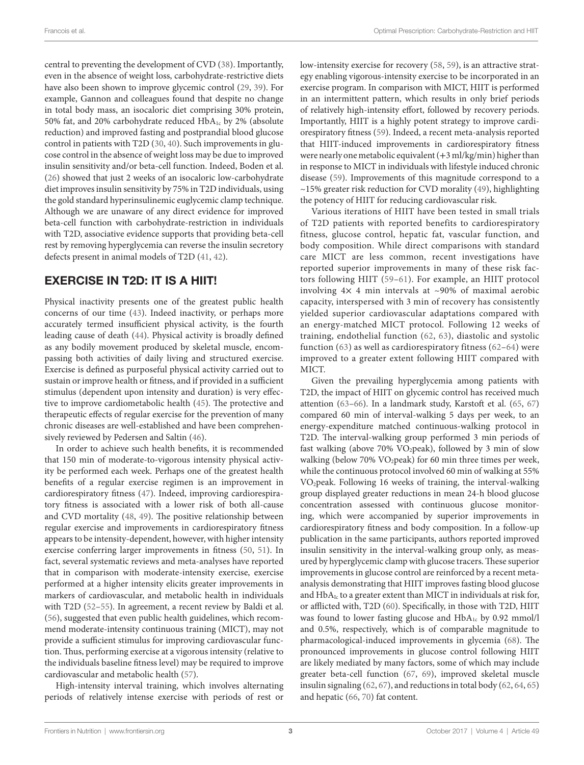central to preventing the development of CVD (38). Importantly, even in the absence of weight loss, carbohydrate-restrictive diets have also been shown to improve glycemic control (29, 39). For example, Gannon and colleagues found that despite no change in total body mass, an isocaloric diet comprising 30% protein, 50% fat, and 20% carbohydrate reduced $HbA_{1c}$ by 2% (absolute reduction) and improved fasting and postprandial blood glucose control in patients with T2D (30, 40). Such improvements in glucose control in the absence of weight loss may be due to improved insulin sensitivity and/or beta-cell function. Indeed, Boden et al. (26) showed that just 2 weeks of an isocaloric low-carbohydrate diet improves insulin sensitivity by 75% in T2D individuals, using the gold standard hyperinsulinemic euglycemic clamp technique. Although we are unaware of any direct evidence for improved beta-cell function with carbohydrate-restriction in individuals with T2D, associative evidence supports that providing beta-cell rest by removing hyperglycemia can reverse the insulin secretory defects present in animal models of T2D (41, 42).

## EXERCISE IN T2D: IT IS A HIIT!

Physical inactivity presents one of the greatest public health concerns of our time (43). Indeed inactivity, or perhaps more accurately termed insufficient physical activity, is the fourth leading cause of death (44). Physical activity is broadly defined as any bodily movement produced by skeletal muscle, encompassing both activities of daily living and structured exercise. Exercise is defined as purposeful physical activity carried out to sustain or improve health or fitness, and if provided in a sufficient stimulus (dependent upon intensity and duration) is very effective to improve cardiometabolic health (45). The protective and therapeutic effects of regular exercise for the prevention of many chronic diseases are well-established and have been comprehensively reviewed by Pedersen and Saltin (46).

In order to achieve such health benefits, it is recommended that 150 min of moderate-to-vigorous intensity physical activity be performed each week. Perhaps one of the greatest health benefits of a regular exercise regimen is an improvement in cardiorespiratory fitness (47). Indeed, improving cardiorespiratory fitness is associated with a lower risk of both all-cause and CVD mortality (48, 49). The positive relationship between regular exercise and improvements in cardiorespiratory fitness appears to be intensity-dependent, however, with higher intensity exercise conferring larger improvements in fitness (50, 51). In fact, several systematic reviews and meta-analyses have reported that in comparison with moderate-intensity exercise, exercise performed at a higher intensity elicits greater improvements in markers of cardiovascular, and metabolic health in individuals with T2D (52–55). In agreement, a recent review by Baldi et al. (56), suggested that even public health guidelines, which recommend moderate-intensity continuous training (MICT), may not provide a sufficient stimulus for improving cardiovascular function. Thus, performing exercise at a vigorous intensity (relative to the individuals baseline fitness level) may be required to improve cardiovascular and metabolic health (57).

High-intensity interval training, which involves alternating periods of relatively intense exercise with periods of rest or low-intensity exercise for recovery (58, 59), is an attractive strategy enabling vigorous-intensity exercise to be incorporated in an exercise program. In comparison with MICT, HIIT is performed in an intermittent pattern, which results in only brief periods of relatively high-intensity effort, followed by recovery periods. Importantly, HIIT is a highly potent strategy to improve cardiorespiratory fitness (59). Indeed, a recent meta-analysis reported that HIIT-induced improvements in cardiorespiratory fitness were nearly one metabolic equivalent (+3 ml/kg/min) higher than in response to MICT in individuals with lifestyle induced chronic disease (59). Improvements of this magnitude correspond to a ~15% greater risk reduction for CVD morality (49), highlighting the potency of HIIT for reducing cardiovascular risk.

Various iterations of HIIT have been tested in small trials of T2D patients with reported benefits to cardiorespiratory fitness, glucose control, hepatic fat, vascular function, and body composition. While direct comparisons with standard care MICT are less common, recent investigations have reported superior improvements in many of these risk factors following HIIT (59–61). For example, an HIIT protocol involving 4× 4 min intervals at ~90% of maximal aerobic capacity, interspersed with 3 min of recovery has consistently yielded superior cardiovascular adaptations compared with an energy-matched MICT protocol. Following 12 weeks of training, endothelial function (62, 63), diastolic and systolic function (63) as well as cardiorespiratory fitness (62–64) were improved to a greater extent following HIIT compared with MICT.

Given the prevailing hyperglycemia among patients with T2D, the impact of HIIT on glycemic control has received much attention (63–66). In a landmark study, Karstoft et al. (65, 67) compared 60 min of interval-walking 5 days per week, to an energy-expenditure matched continuous-walking protocol in T2D. The interval-walking group performed 3 min periods of fast walking (above 70% $VO_2$peak), followed by 3 min of slow walking (below 70% $VO_2$peak) for 60 min three times per week, while the continuous protocol involved 60 min of walking at 55% $VO_2$peak. Following 16 weeks of training, the interval-walking group displayed greater reductions in mean 24-h blood glucose concentration assessed with continuous glucose monitoring, which were accompanied by superior improvements in cardiorespiratory fitness and body composition. In a follow-up publication in the same participants, authors reported improved insulin sensitivity in the interval-walking group only, as measured by hyperglycemic clamp with glucose tracers. These superior improvements in glucose control are reinforced by a recent meta-analysis demonstrating that HIIT improves fasting blood glucose and $HbA_{1c}$ to a greater extent than MICT in individuals at risk for, or afflicted with, T2D (60). Specifically, in those with T2D, HIIT was found to lower fasting glucose and $HbA_{1c}$ by 0.92 mmol/l and 0.5%, respectively, which is of comparable magnitude to pharmacological-induced improvements in glycemia (68). The pronounced improvements in glucose control following HIIT are likely mediated by many factors, some of which may include greater beta-cell function (67, 69), improved skeletal muscle insulin signaling (62, 67), and reductions in total body (62, 64, 65) and hepatic (66, 70) fat content.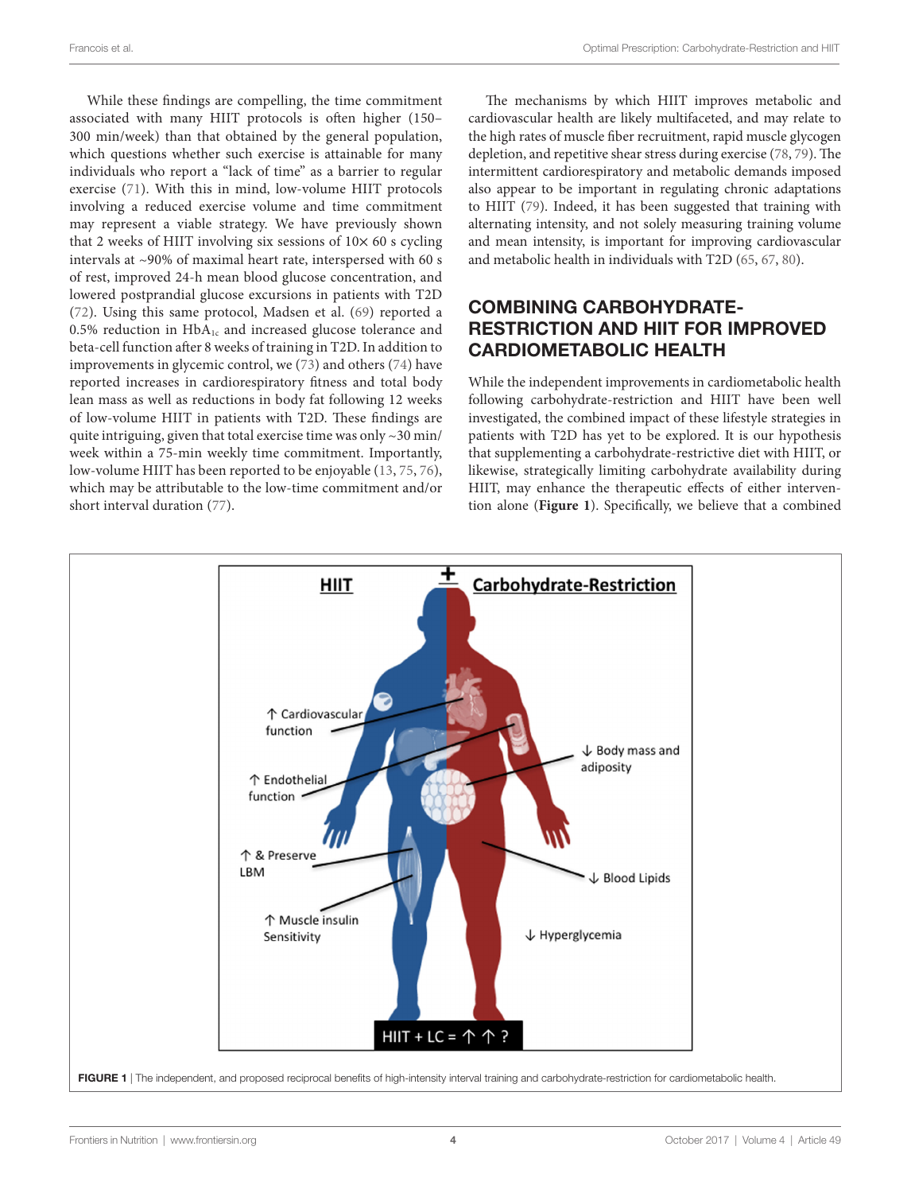While these findings are compelling, the time commitment associated with many HIIT protocols is often higher (150–300 min/week) than that obtained by the general population, which questions whether such exercise is attainable for many individuals who report a "lack of time" as a barrier to regular exercise (71). With this in mind, low-volume HIIT protocols involving a reduced exercise volume and time commitment may represent a viable strategy. We have previously shown that 2 weeks of HIIT involving six sessions of 10× 60 s cycling intervals at ~90% of maximal heart rate, interspersed with 60 s of rest, improved 24-h mean blood glucose concentration, and lowered postprandial glucose excursions in patients with T2D (72). Using this same protocol, Madsen et al. (69) reported a 0.5% reduction in $HbA_{1c}$ and increased glucose tolerance and beta-cell function after 8 weeks of training in T2D. In addition to improvements in glycemic control, we (73) and others (74) have reported increases in cardiorespiratory fitness and total body lean mass as well as reductions in body fat following 12 weeks of low-volume HIIT in patients with T2D. These findings are quite intriguing, given that total exercise time was only ~30 min/week within a 75-min weekly time commitment. Importantly, low-volume HIIT has been reported to be enjoyable (13, 75, 76), which may be attributable to the low-time commitment and/or short interval duration (77).

The mechanisms by which HIIT improves metabolic and cardiovascular health are likely multifaceted, and may relate to the high rates of muscle fiber recruitment, rapid muscle glycogen depletion, and repetitive shear stress during exercise (78, 79). The intermittent cardiorespiratory and metabolic demands imposed also appear to be important in regulating chronic adaptations to HIIT (79). Indeed, it has been suggested that training with alternating intensity, and not solely measuring training volume and mean intensity, is important for improving cardiovascular and metabolic health in individuals with T2D (65, 67, 80).

## COMBINING CARBOHYDRATE-RESTRICTION AND HIIT FOR IMPROVED CARDIOMETABOLIC HEALTH

While the independent improvements in cardiometabolic health following carbohydrate-restriction and HIIT have been well investigated, the combined impact of these lifestyle strategies in patients with T2D has yet to be explored. It is our hypothesis that supplementing a carbohydrate-restrictive diet with HIIT, or likewise, strategically limiting carbohydrate availability during HIIT, may enhance the therapeutic effects of either intervention alone (**Figure 1**). Specifically, we believe that a combined

**FIGURE 1** | The independent, and proposed reciprocal benefits of high-intensity interval training and carbohydrate-restriction for cardiometabolic health.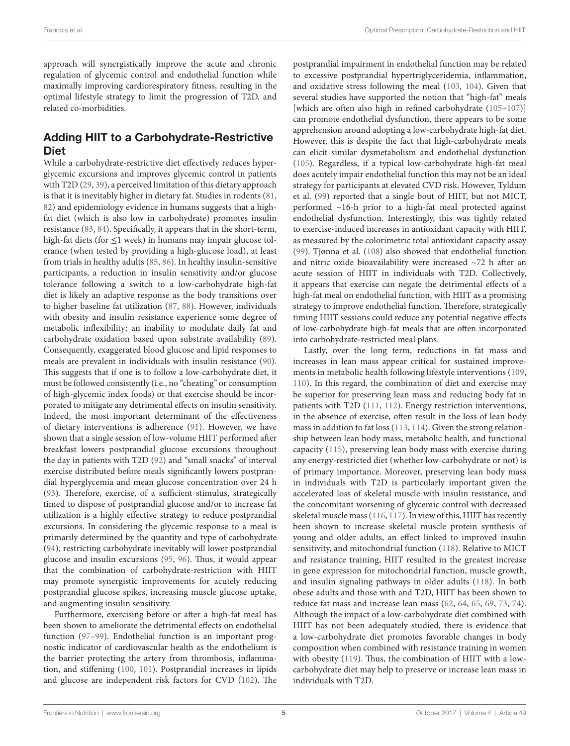approach will synergistically improve the acute and chronic regulation of glycemic control and endothelial function while maximally improving cardiorespiratory fitness, resulting in the optimal lifestyle strategy to limit the progression of T2D, and related co-morbidities.

## Adding HIIT to a Carbohydrate-Restrictive Diet

While a carbohydrate-restrictive diet effectively reduces hyperglycemic excursions and improves glycemic control in patients with T2D (29, 39), a perceived limitation of this dietary approach is that it is inevitably higher in dietary fat. Studies in rodents (81, 82) and epidemiology evidence in humans suggests that a high-fat diet (which is also low in carbohydrate) promotes insulin resistance (83, 84). Specifically, it appears that in the short-term, high-fat diets (for ≤1 week) in humans may impair glucose tolerance (when tested by providing a high-glucose load), at least from trials in healthy adults (85, 86). In healthy insulin-sensitive participants, a reduction in insulin sensitivity and/or glucose tolerance following a switch to a low-carbohydrate high-fat diet is likely an adaptive response as the body transitions over to higher baseline fat utilization (87, 88). However, individuals with obesity and insulin resistance experience some degree of metabolic inflexibility; an inability to modulate daily fat and carbohydrate oxidation based upon substrate availability (89). Consequently, exaggerated blood glucose and lipid responses to meals are prevalent in individuals with insulin resistance (90). This suggests that if one is to follow a low-carbohydrate diet, it must be followed consistently (i.e., no "cheating" or consumption of high-glycemic index foods) or that exercise should be incorporated to mitigate any detrimental effects on insulin sensitivity. Indeed, the most important determinant of the effectiveness of dietary interventions is adherence (91). However, we have shown that a single session of low-volume HIIT performed after breakfast lowers postprandial glucose excursions throughout the day in patients with T2D (92) and "small snacks" of interval exercise distributed before meals significantly lowers postprandial hyperglycemia and mean glucose concentration over 24 h (93). Therefore, exercise, of a sufficient stimulus, strategically timed to dispose of postprandial glucose and/or to increase fat utilization is a highly effective strategy to reduce postprandial excursions. In considering the glycemic response to a meal is primarily determined by the quantity and type of carbohydrate (94), restricting carbohydrate inevitably will lower postprandial glucose and insulin excursions (95, 96). Thus, it would appear that the combination of carbohydrate-restriction with HIIT may promote synergistic improvements for acutely reducing postprandial glucose spikes, increasing muscle glucose uptake, and augmenting insulin sensitivity.

Furthermore, exercising before or after a high-fat meal has been shown to ameliorate the detrimental effects on endothelial function (97–99). Endothelial function is an important prognostic indicator of cardiovascular health as the endothelium is the barrier protecting the artery from thrombosis, inflammation, and stiffening (100, 101). Postprandial increases in lipids and glucose are independent risk factors for CVD (102). The postprandial impairment in endothelial function may be related to excessive postprandial hypertriglyceridemia, inflammation, and oxidative stress following the meal (103, 104). Given that several studies have supported the notion that "high-fat" meals [which are often also high in refined carbohydrate (105–107)] can promote endothelial dysfunction, there appears to be some apprehension around adopting a low-carbohydrate high-fat diet. However, this is despite the fact that high-carbohydrate meals can elicit similar dysmetabolism and endothelial dysfunction (105). Regardless, if a typical low-carbohydrate high-fat meal does acutely impair endothelial function this may not be an ideal strategy for participants at elevated CVD risk. However, Tyldum et al. (99) reported that a single bout of HIIT, but not MICT, performed ~16-h prior to a high-fat meal protected against endothelial dysfunction. Interestingly, this was tightly related to exercise-induced increases in antioxidant capacity with HIIT, as measured by the colorimetric total antioxidant capacity assay (99). Tjønna et al. (108) also showed that endothelial function and nitric oxide bioavailability were increased ~72 h after an acute session of HIIT in individuals with T2D. Collectively, it appears that exercise can negate the detrimental effects of a high-fat meal on endothelial function, with HIIT as a promising strategy to improve endothelial function. Therefore, strategically timing HIIT sessions could reduce any potential negative effects of low-carbohydrate high-fat meals that are often incorporated into carbohydrate-restricted meal plans.

Lastly, over the long term, reductions in fat mass and increases in lean mass appear critical for sustained improvements in metabolic health following lifestyle interventions (109, 110). In this regard, the combination of diet and exercise may be superior for preserving lean mass and reducing body fat in patients with T2D (111, 112). Energy restriction interventions, in the absence of exercise, often result in the loss of lean body mass in addition to fat loss (113, 114). Given the strong relationship between lean body mass, metabolic health, and functional capacity (115), preserving lean body mass with exercise during any energy-restricted diet (whether low-carbohydrate or not) is of primary importance. Moreover, preserving lean body mass in individuals with T2D is particularly important given the accelerated loss of skeletal muscle with insulin resistance, and the concomitant worsening of glycemic control with decreased skeletal muscle mass (116, 117). In view of this, HIIT has recently been shown to increase skeletal muscle protein synthesis of young and older adults, an effect linked to improved insulin sensitivity, and mitochondrial function (118). Relative to MICT and resistance training, HIIT resulted in the greatest increase in gene expression for mitochondrial function, muscle growth, and insulin signaling pathways in older adults (118). In both obese adults and those with and T2D, HIIT has been shown to reduce fat mass and increase lean mass (62, 64, 65, 69, 73, 74). Although the impact of a low-carbohydrate diet combined with HIIT has not been adequately studied, there is evidence that a low-carbohydrate diet promotes favorable changes in body composition when combined with resistance training in women with obesity (119). Thus, the combination of HIIT with a low-carbohydrate diet may help to preserve or increase lean mass in individuals with T2D.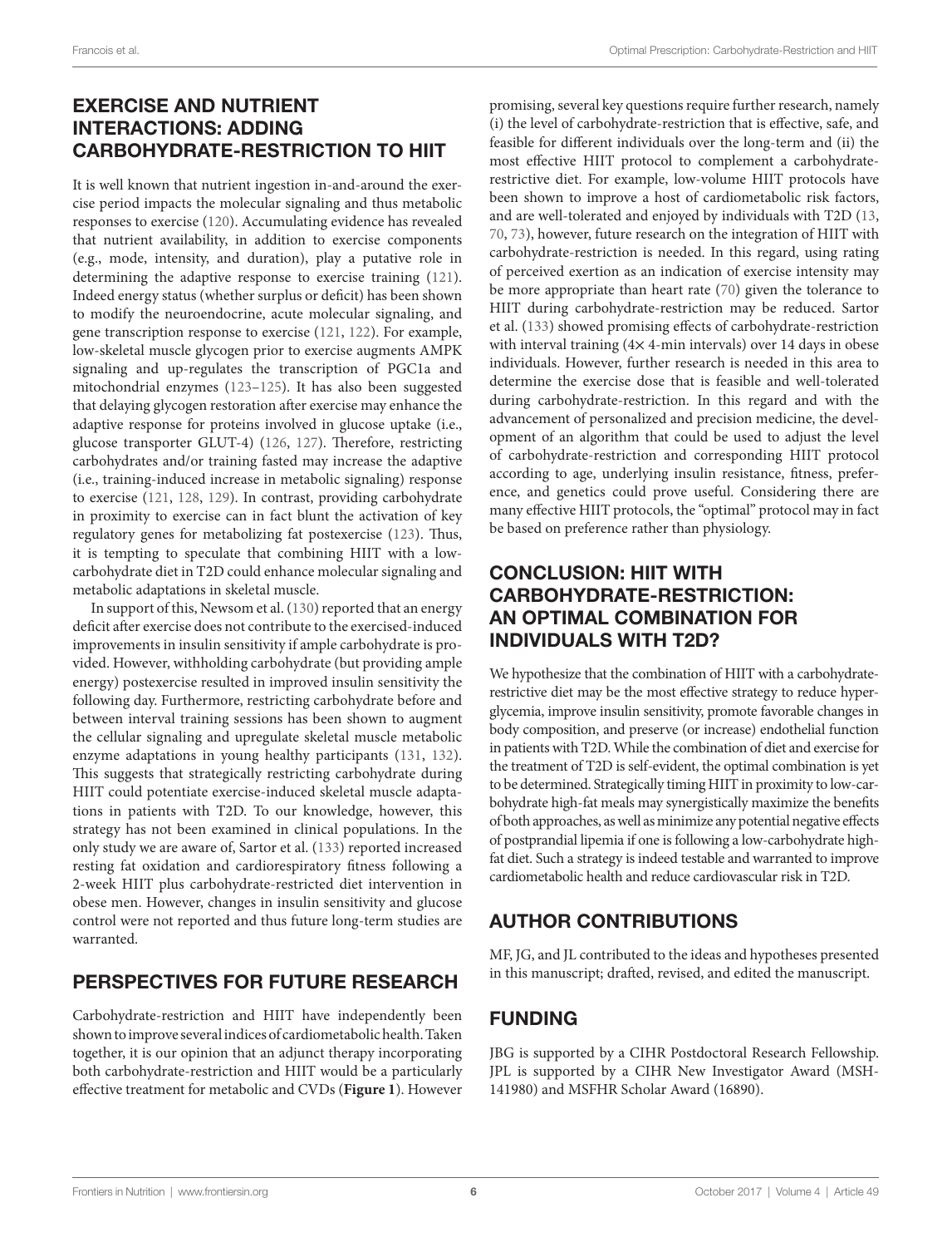## EXERCISE AND NUTRIENT INTERACTIONS: ADDING CARBOHYDRATE-RESTRICTION TO HIIT

It is well known that nutrient ingestion in-and-around the exercise period impacts the molecular signaling and thus metabolic responses to exercise (120). Accumulating evidence has revealed that nutrient availability, in addition to exercise components (e.g., mode, intensity, and duration), play a putative role in determining the adaptive response to exercise training (121). Indeed energy status (whether surplus or deficit) has been shown to modify the neuroendocrine, acute molecular signaling, and gene transcription response to exercise (121, 122). For example, low-skeletal muscle glycogen prior to exercise augments AMPK signaling and up-regulates the transcription of PGC1a and mitochondrial enzymes (123–125). It has also been suggested that delaying glycogen restoration after exercise may enhance the adaptive response for proteins involved in glucose uptake (i.e., glucose transporter GLUT-4) (126, 127). Therefore, restricting carbohydrates and/or training fasted may increase the adaptive (i.e., training-induced increase in metabolic signaling) response to exercise (121, 128, 129). In contrast, providing carbohydrate in proximity to exercise can in fact blunt the activation of key regulatory genes for metabolizing fat postexercise (123). Thus, it is tempting to speculate that combining HIIT with a low-carbohydrate diet in T2D could enhance molecular signaling and metabolic adaptations in skeletal muscle.

In support of this, Newsom et al. (130) reported that an energy deficit after exercise does not contribute to the exercised-induced improvements in insulin sensitivity if ample carbohydrate is provided. However, withholding carbohydrate (but providing ample energy) postexercise resulted in improved insulin sensitivity the following day. Furthermore, restricting carbohydrate before and between interval training sessions has been shown to augment the cellular signaling and upregulate skeletal muscle metabolic enzyme adaptations in young healthy participants (131, 132). This suggests that strategically restricting carbohydrate during HIIT could potentiate exercise-induced skeletal muscle adaptations in patients with T2D. To our knowledge, however, this strategy has not been examined in clinical populations. In the only study we are aware of, Sartor et al. (133) reported increased resting fat oxidation and cardiorespiratory fitness following a 2-week HIIT plus carbohydrate-restricted diet intervention in obese men. However, changes in insulin sensitivity and glucose control were not reported and thus future long-term studies are warranted.

## PERSPECTIVES FOR FUTURE RESEARCH

Carbohydrate-restriction and HIIT have independently been shown to improve several indices of cardiometabolic health. Taken together, it is our opinion that an adjunct therapy incorporating both carbohydrate-restriction and HIIT would be a particularly effective treatment for metabolic and CVDs (**Figure 1**). However promising, several key questions require further research, namely (i) the level of carbohydrate-restriction that is effective, safe, and feasible for different individuals over the long-term and (ii) the most effective HIIT protocol to complement a carbohydrate-restrictive diet. For example, low-volume HIIT protocols have been shown to improve a host of cardiometabolic risk factors, and are well-tolerated and enjoyed by individuals with T2D (13, 70, 73), however, future research on the integration of HIIT with carbohydrate-restriction is needed. In this regard, using rating of perceived exertion as an indication of exercise intensity may be more appropriate than heart rate (70) given the tolerance to HIIT during carbohydrate-restriction may be reduced. Sartor et al. (133) showed promising effects of carbohydrate-restriction with interval training (4× 4-min intervals) over 14 days in obese individuals. However, further research is needed in this area to determine the exercise dose that is feasible and well-tolerated during carbohydrate-restriction. In this regard and with the advancement of personalized and precision medicine, the development of an algorithm that could be used to adjust the level of carbohydrate-restriction and corresponding HIIT protocol according to age, underlying insulin resistance, fitness, preference, and genetics could prove useful. Considering there are many effective HIIT protocols, the "optimal" protocol may in fact be based on preference rather than physiology.

## CONCLUSION: HIIT WITH CARBOHYDRATE-RESTRICTION: AN OPTIMAL COMBINATION FOR INDIVIDUALS WITH T2D?

We hypothesize that the combination of HIIT with a carbohydrate-restrictive diet may be the most effective strategy to reduce hyperglycemia, improve insulin sensitivity, promote favorable changes in body composition, and preserve (or increase) endothelial function in patients with T2D. While the combination of diet and exercise for the treatment of T2D is self-evident, the optimal combination is yet to be determined. Strategically timing HIIT in proximity to low-carbohydrate high-fat meals may synergistically maximize the benefits of both approaches, as well as minimize any potential negative effects of postprandial lipemia if one is following a low-carbohydrate high-fat diet. Such a strategy is indeed testable and warranted to improve cardiometabolic health and reduce cardiovascular risk in T2D.

## AUTHOR CONTRIBUTIONS

MF, JG, and JL contributed to the ideas and hypotheses presented in this manuscript; drafted, revised, and edited the manuscript.

## FUNDING

JBG is supported by a CIHR Postdoctoral Research Fellowship. JPL is supported by a CIHR New Investigator Award (MSH-141980) and MSFHR Scholar Award (16890).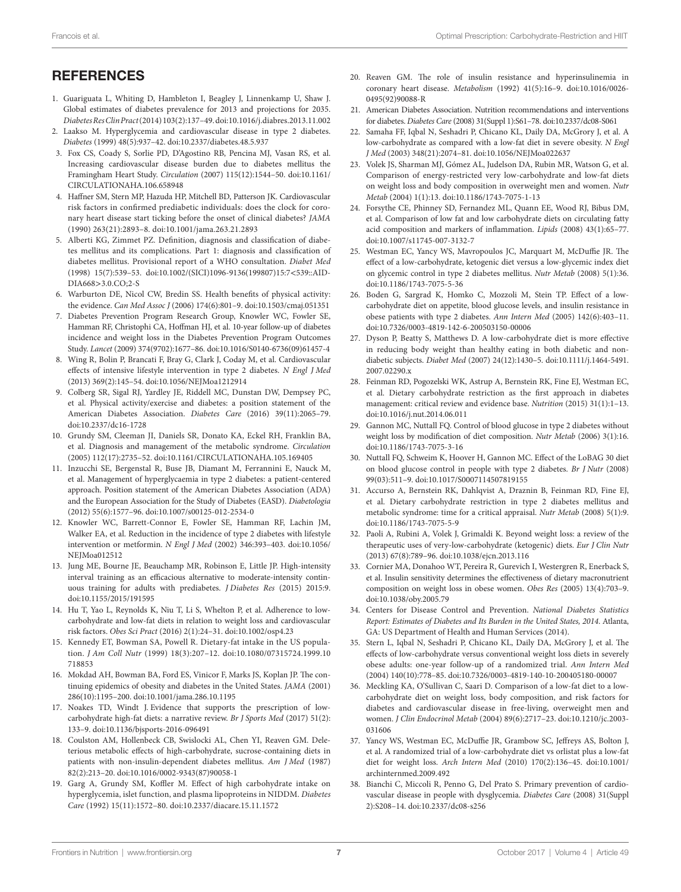## REFERENCES

1. Guariguata L, Whiting D, Hambleton I, Beagley J, Linnenkamp U, Shaw J. Global estimates of diabetes prevalence for 2013 and projections for 2035. *Diabetes Res Clin Pract* (2014) 103(2):137–49. doi:10.1016/j.diabres.2013.11.002
2. Laakso M. Hyperglycemia and cardiovascular disease in type 2 diabetes. *Diabetes* (1999) 48(5):937–42. doi:10.2337/diabetes.48.5.937
3. Fox CS, Coady S, Sorlie PD, D'Agostino RB, Pencina MJ, Vasan RS, et al. Increasing cardiovascular disease burden due to diabetes mellitus the Framingham Heart Study. *Circulation* (2007) 115(12):1544–50. doi:10.1161/CIRCULATIONAHA.106.658948
4. Haffner SM, Stern MP, Hazuda HP, Mitchell BD, Patterson JK. Cardiovascular risk factors in confirmed prediabetic individuals: does the clock for coronary heart disease start ticking before the onset of clinical diabetes? *JAMA* (1990) 263(21):2893–8. doi:10.1001/jama.263.21.2893
5. Alberti KG, Zimmet PZ. Definition, diagnosis and classification of diabetes mellitus and its complications. Part 1: diagnosis and classification of diabetes mellitus. Provisional report of a WHO consultation. *Diabet Med* (1998) 15(7):539–53. doi:10.1002/(SICI)1096-9136(199807)15:7<539::AID-DIA668>3.0.CO;2-S
6. Warburton DE, Nicol CW, Bredin SS. Health benefits of physical activity: the evidence. *Can Med Assoc J* (2006) 174(6):801–9. doi:10.1503/cmaj.051351
7. Diabetes Prevention Program Research Group, Knowler WC, Fowler SE, Hamman RF, Christophi CA, Hoffman HJ, et al. 10-year follow-up of diabetes incidence and weight loss in the Diabetes Prevention Program Outcomes Study. *Lancet* (2009) 374(9702):1677–86. doi:10.1016/S0140-6736(09)61457-4
8. Wing R, Bolin P, Brancati F, Bray G, Clark J, Coday M, et al. Cardiovascular effects of intensive lifestyle intervention in type 2 diabetes. *N Engl J Med* (2013) 369(2):145–54. doi:10.1056/NEJMoa1212914
9. Colberg SR, Sigal RJ, Yardley JE, Riddell MC, Dunstan DW, Dempsey PC, et al. Physical activity/exercise and diabetes: a position statement of the American Diabetes Association. *Diabetes Care* (2016) 39(11):2065–79. doi:10.2337/dc16-1728
10. Grundy SM, Cleeman JI, Daniels SR, Donato KA, Eckel RH, Franklin BA, et al. Diagnosis and management of the metabolic syndrome. *Circulation* (2005) 112(17):2735–52. doi:10.1161/CIRCULATIONAHA.105.169405
11. Inzucchi SE, Bergenstal R, Buse JB, Diamant M, Ferrannini E, Nauck M, et al. Management of hyperglycaemia in type 2 diabetes: a patient-centered approach. Position statement of the American Diabetes Association (ADA) and the European Association for the Study of Diabetes (EASD). *Diabetologia* (2012) 55(6):1577–96. doi:10.1007/s00125-012-2534-0
12. Knowler WC, Barrett-Connor E, Fowler SE, Hamman RF, Lachin JM, Walker EA, et al. Reduction in the incidence of type 2 diabetes with lifestyle intervention or metformin. *N Engl J Med* (2002) 346:393–403. doi:10.1056/NEJMoa012512
13. Jung ME, Bourne JE, Beauchamp MR, Robinson E, Little JP. High-intensity interval training as an efficacious alternative to moderate-intensity continuous training for adults with prediabetes. *J Diabetes Res* (2015) 2015:9. doi:10.1155/2015/191595
14. Hu T, Yao L, Reynolds K, Niu T, Li S, Whelton P, et al. Adherence to low-carbohydrate and low-fat diets in relation to weight loss and cardiovascular risk factors. *Obes Sci Pract* (2016) 2(1):24–31. doi:10.1002/osp4.23
15. Kennedy ET, Bowman SA, Powell R. Dietary-fat intake in the US population. *J Am Coll Nutr* (1999) 18(3):207–12. doi:10.1080/07315724.1999.10718853
16. Mokdad AH, Bowman BA, Ford ES, Vinicor F, Marks JS, Koplan JP. The continuing epidemics of obesity and diabetes in the United States. *JAMA* (2001) 286(10):1195–200. doi:10.1001/jama.286.10.1195
17. Noakes TD, Windt J. Evidence that supports the prescription of low-carbohydrate high-fat diets: a narrative review. *Br J Sports Med* (2017) 51(2):133–9. doi:10.1136/bjsports-2016-096491
18. Coulston AM, Hollenbeck CB, Swislocki AL, Chen YI, Reaven GM. Deleterious metabolic effects of high-carbohydrate, sucrose-containing diets in patients with non-insulin-dependent diabetes mellitus. *Am J Med* (1987) 82(2):213–20. doi:10.1016/0002-9343(87)90058-1
19. Garg A, Grundy SM, Koffler M. Effect of high carbohydrate intake on hyperglycemia, islet function, and plasma lipoproteins in NIDDM. *Diabetes Care* (1992) 15(11):1572–80. doi:10.2337/diacare.15.11.1572
20. Reaven GM. The role of insulin resistance and hyperinsulinemia in coronary heart disease. *Metabolism* (1992) 41(5):16–9. doi:10.1016/0026-0495(92)90088-R
21. American Diabetes Association. Nutrition recommendations and interventions for diabetes. *Diabetes Care* (2008) 31(Suppl 1):S61–78. doi:10.2337/dc08-S061
22. Samaha FF, Iqbal N, Seshadri P, Chicano KL, Daily DA, McGrory J, et al. A low-carbohydrate as compared with a low-fat diet in severe obesity. *N Engl J Med* (2003) 348(21):2074–81. doi:10.1056/NEJMoa022637
23. Volek JS, Sharman MJ, Gómez AL, Judelson DA, Rubin MR, Watson G, et al. Comparison of energy-restricted very low-carbohydrate and low-fat diets on weight loss and body composition in overweight men and women. *Nutr Metab* (2004) 1(1):13. doi:10.1186/1743-7075-1-13
24. Forsythe CE, Phinney SD, Fernandez ML, Quann EE, Wood RJ, Bibus DM, et al. Comparison of low fat and low carbohydrate diets on circulating fatty acid composition and markers of inflammation. *Lipids* (2008) 43(1):65–77. doi:10.1007/s11745-007-3132-7
25. Westman EC, Yancy WS, Mavropoulos JC, Marquart M, McDuffie JR. The effect of a low-carbohydrate, ketogenic diet versus a low-glycemic index diet on glycemic control in type 2 diabetes mellitus. *Nutr Metab* (2008) 5(1):36. doi:10.1186/1743-7075-5-36
26. Boden G, Sargrad K, Homko C, Mozzoli M, Stein TP. Effect of a low-carbohydrate diet on appetite, blood glucose levels, and insulin resistance in obese patients with type 2 diabetes. *Ann Intern Med* (2005) 142(6):403–11. doi:10.7326/0003-4819-142-6-200503150-00006
27. Dyson P, Beatty S, Matthews D. A low-carbohydrate diet is more effective in reducing body weight than healthy eating in both diabetic and non-diabetic subjects. *Diabet Med* (2007) 24(12):1430–5. doi:10.1111/j.1464-5491.2007.02290.x
28. Feinman RD, Pogozelski WK, Astrup A, Bernstein RK, Fine EJ, Westman EC, et al. Dietary carbohydrate restriction as the first approach in diabetes management: critical review and evidence base. *Nutrition* (2015) 31(1):1–13. doi:10.1016/j.nut.2014.06.011
29. Gannon MC, Nuttall FQ. Control of blood glucose in type 2 diabetes without weight loss by modification of diet composition. *Nutr Metab* (2006) 3(1):16. doi:10.1186/1743-7075-3-16
30. Nuttall FQ, Schweim K, Hoover H, Gannon MC. Effect of the LoBAG 30 diet on blood glucose control in people with type 2 diabetes. *Br J Nutr* (2008) 99(03):511–9. doi:10.1017/S0007114507819155
31. Accurso A, Bernstein RK, Dahlqvist A, Draznin B, Feinman RD, Fine EJ, et al. Dietary carbohydrate restriction in type 2 diabetes mellitus and metabolic syndrome: time for a critical appraisal. *Nutr Metab* (2008) 5(1):9. doi:10.1186/1743-7075-5-9
32. Paoli A, Rubini A, Volek J, Grimaldi K. Beyond weight loss: a review of the therapeutic uses of very-low-carbohydrate (ketogenic) diets. *Eur J Clin Nutr* (2013) 67(8):789–96. doi:10.1038/ejcn.2013.116
33. Cornier MA, Donahoo WT, Pereira R, Gurevich I, Westergren R, Enerback S, et al. Insulin sensitivity determines the effectiveness of dietary macronutrient composition on weight loss in obese women. *Obes Res* (2005) 13(4):703–9. doi:10.1038/oby.2005.79
34. Centers for Disease Control and Prevention. *National Diabetes Statistics Report: Estimates of Diabetes and Its Burden in the United States, 2014.* Atlanta, GA: US Department of Health and Human Services (2014).
35. Stern L, Iqbal N, Seshadri P, Chicano KL, Daily DA, McGrory J, et al. The effects of low-carbohydrate versus conventional weight loss diets in severely obese adults: one-year follow-up of a randomized trial. *Ann Intern Med* (2004) 140(10):778–85. doi:10.7326/0003-4819-140-10-200405180-00007
36. Meckling KA, O'Sullivan C, Saari D. Comparison of a low-fat diet to a low-carbohydrate diet on weight loss, body composition, and risk factors for diabetes and cardiovascular disease in free-living, overweight men and women. *J Clin Endocrinol Metab* (2004) 89(6):2717–23. doi:10.1210/jc.2003-031606
37. Yancy WS, Westman EC, McDuffie JR, Grambow SC, Jeffreys AS, Bolton J, et al. A randomized trial of a low-carbohydrate diet vs orlistat plus a low-fat diet for weight loss. *Arch Intern Med* (2010) 170(2):136–45. doi:10.1001/archinternmed.2009.492
38. Bianchi C, Miccoli R, Penno G, Del Prato S. Primary prevention of cardiovascular disease in people with dysglycemia. *Diabetes Care* (2008) 31(Suppl 2):S208–14. doi:10.2337/dc08-s256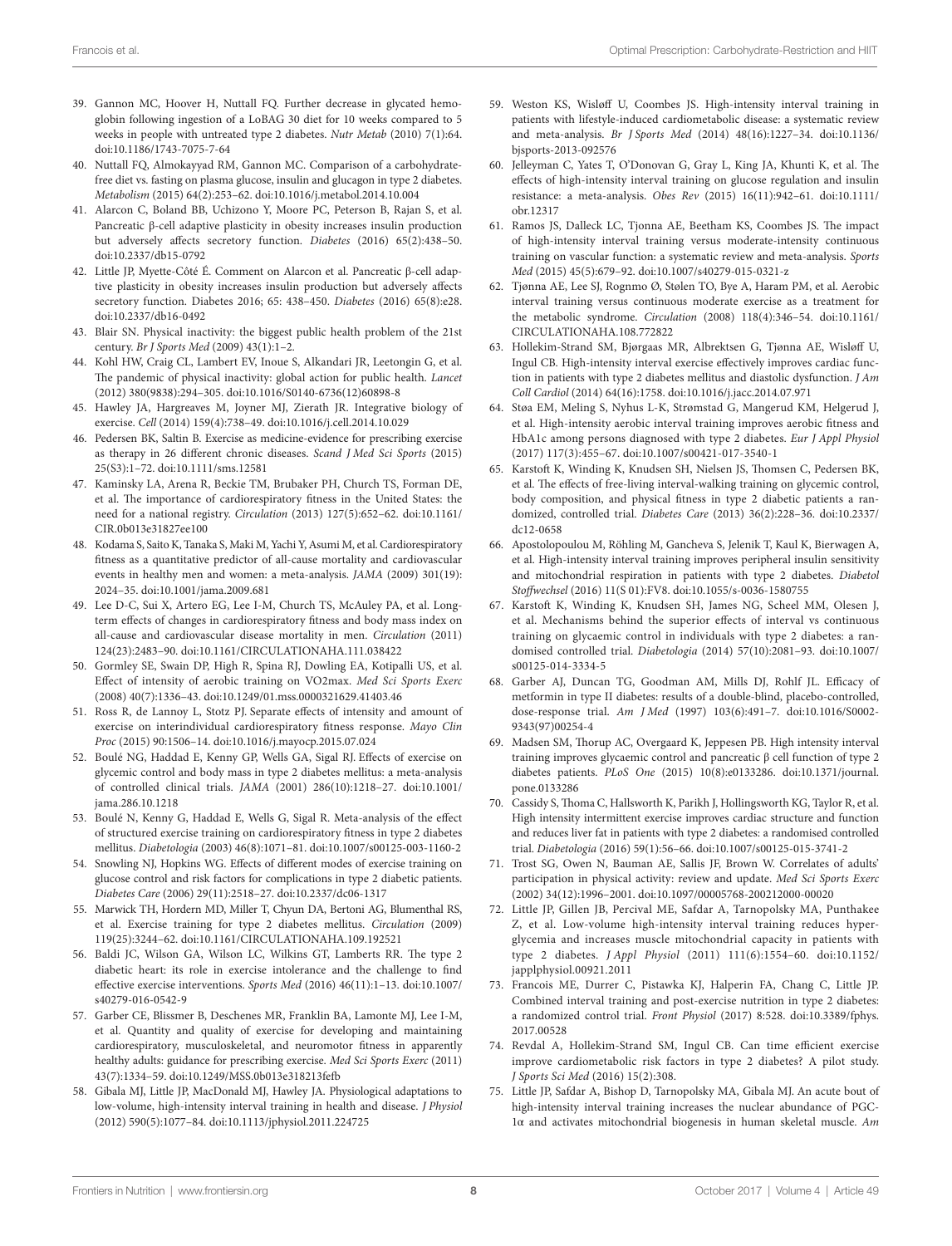39. Gannon MC, Hoover H, Nuttall FQ. Further decrease in glycated hemoglobin following ingestion of a LoBAG 30 diet for 10 weeks compared to 5 weeks in people with untreated type 2 diabetes. *Nutr Metab* (2010) 7(1):64. doi:10.1186/1743-7075-7-64

40. Nuttall FQ, Almokayyad RM, Gannon MC. Comparison of a carbohydrate-free diet vs. fasting on plasma glucose, insulin and glucagon in type 2 diabetes. *Metabolism* (2015) 64(2):253–62. doi:10.1016/j.metabol.2014.10.004

41. Alarcon C, Boland BB, Uchizono Y, Moore PC, Peterson B, Rajan S, et al. Pancreatic β-cell adaptive plasticity in obesity increases insulin production but adversely affects secretory function. *Diabetes* (2016) 65(2):438–50. doi:10.2337/db15-0792

42. Little JP, Myette-Côté É. Comment on Alarcon et al. Pancreatic β-cell adaptive plasticity in obesity increases insulin production but adversely affects secretory function. Diabetes 2016; 65: 438–450. *Diabetes* (2016) 65(8):e28. doi:10.2337/db16-0492

43. Blair SN. Physical inactivity: the biggest public health problem of the 21st century. *Br J Sports Med* (2009) 43(1):1–2.

44. Kohl HW, Craig CL, Lambert EV, Inoue S, Alkandari JR, Leetongin G, et al. The pandemic of physical inactivity: global action for public health. *Lancet* (2012) 380(9838):294–305. doi:10.1016/S0140-6736(12)60898-8

45. Hawley JA, Hargreaves M, Joyner MJ, Zierath JR. Integrative biology of exercise. *Cell* (2014) 159(4):738–49. doi:10.1016/j.cell.2014.10.029

46. Pedersen BK, Saltin B. Exercise as medicine-evidence for prescribing exercise as therapy in 26 different chronic diseases. *Scand J Med Sci Sports* (2015) 25(S3):1–72. doi:10.1111/sms.12581

47. Kaminsky LA, Arena R, Beckie TM, Brubaker PH, Church TS, Forman DE, et al. The importance of cardiorespiratory fitness in the United States: the need for a national registry. *Circulation* (2013) 127(5):652–62. doi:10.1161/CIR.0b013e31827ee100

48. Kodama S, Saito K, Tanaka S, Maki M, Yachi Y, Asumi M, et al. Cardiorespiratory fitness as a quantitative predictor of all-cause mortality and cardiovascular events in healthy men and women: a meta-analysis. *JAMA* (2009) 301(19): 2024–35. doi:10.1001/jama.2009.681

49. Lee D-C, Sui X, Artero EG, Lee I-M, Church TS, McAuley PA, et al. Long-term effects of changes in cardiorespiratory fitness and body mass index on all-cause and cardiovascular disease mortality in men. *Circulation* (2011) 124(23):2483–90. doi:10.1161/CIRCULATIONAHA.111.038422

50. Gormley SE, Swain DP, High R, Spina RJ, Dowling EA, Kotipalli US, et al. Effect of intensity of aerobic training on VO2max. *Med Sci Sports Exerc* (2008) 40(7):1336–43. doi:10.1249/01.mss.0000321629.41403.46

51. Ross R, de Lannoy L, Stotz PJ. Separate effects of intensity and amount of exercise on interindividual cardiorespiratory fitness response. *Mayo Clin Proc* (2015) 90:1506–14. doi:10.1016/j.mayocp.2015.07.024

52. Boulé NG, Haddad E, Kenny GP, Wells GA, Sigal RJ. Effects of exercise on glycemic control and body mass in type 2 diabetes mellitus: a meta-analysis of controlled clinical trials. *JAMA* (2001) 286(10):1218–27. doi:10.1001/jama.286.10.1218

53. Boulé N, Kenny G, Haddad E, Wells G, Sigal R. Meta-analysis of the effect of structured exercise training on cardiorespiratory fitness in type 2 diabetes mellitus. *Diabetologia* (2003) 46(8):1071–81. doi:10.1007/s00125-003-1160-2

54. Snowling NJ, Hopkins WG. Effects of different modes of exercise training on glucose control and risk factors for complications in type 2 diabetic patients. *Diabetes Care* (2006) 29(11):2518–27. doi:10.2337/dc06-1317

55. Marwick TH, Hordern MD, Miller T, Chyun DA, Bertoni AG, Blumenthal RS, et al. Exercise training for type 2 diabetes mellitus. *Circulation* (2009) 119(25):3244–62. doi:10.1161/CIRCULATIONAHA.109.192521

56. Baldi JC, Wilson GA, Wilson LC, Wilkins GT, Lamberts RR. The type 2 diabetic heart: its role in exercise intolerance and the challenge to find effective exercise interventions. *Sports Med* (2016) 46(11):1–13. doi:10.1007/s40279-016-0542-9

57. Garber CE, Blissmer B, Deschenes MR, Franklin BA, Lamonte MJ, Lee I-M, et al. Quantity and quality of exercise for developing and maintaining cardiorespiratory, musculoskeletal, and neuromotor fitness in apparently healthy adults: guidance for prescribing exercise. *Med Sci Sports Exerc* (2011) 43(7):1334–59. doi:10.1249/MSS.0b013e318213fefb

58. Gibala MJ, Little JP, MacDonald MJ, Hawley JA. Physiological adaptations to low-volume, high-intensity interval training in health and disease. *J Physiol* (2012) 590(5):1077–84. doi:10.1113/jphysiol.2011.224725

59. Weston KS, Wisløff U, Coombes JS. High-intensity interval training in patients with lifestyle-induced cardiometabolic disease: a systematic review and meta-analysis. *Br J Sports Med* (2014) 48(16):1227–34. doi:10.1136/bjsports-2013-092576

60. Jelleyman C, Yates T, O'Donovan G, Gray L, King JA, Khunti K, et al. The effects of high-intensity interval training on glucose regulation and insulin resistance: a meta-analysis. *Obes Rev* (2015) 16(11):942–61. doi:10.1111/obr.12317

61. Ramos JS, Dalleck LC, Tjonna AE, Beetham KS, Coombes JS. The impact of high-intensity interval training versus moderate-intensity continuous training on vascular function: a systematic review and meta-analysis. *Sports Med* (2015) 45(5):679–92. doi:10.1007/s40279-015-0321-z

62. Tjønna AE, Lee SJ, Rognmo Ø, Stølen TO, Bye A, Haram PM, et al. Aerobic interval training versus continuous moderate exercise as a treatment for the metabolic syndrome. *Circulation* (2008) 118(4):346–54. doi:10.1161/CIRCULATIONAHA.108.772822

63. Hollekim-Strand SM, Bjørgaas MR, Albrektsen G, Tjønna AE, Wisløff U, Ingul CB. High-intensity interval exercise effectively improves cardiac function in patients with type 2 diabetes mellitus and diastolic dysfunction. *J Am Coll Cardiol* (2014) 64(16):1758. doi:10.1016/j.jacc.2014.07.971

64. Støa EM, Meling S, Nyhus L-K, Strømstad G, Mangerud KM, Helgerud J, et al. High-intensity aerobic interval training improves aerobic fitness and HbA1c among persons diagnosed with type 2 diabetes. *Eur J Appl Physiol* (2017) 117(3):455–67. doi:10.1007/s00421-017-3540-1

65. Karstoft K, Winding K, Knudsen SH, Nielsen JS, Thomsen C, Pedersen BK, et al. The effects of free-living interval-walking training on glycemic control, body composition, and physical fitness in type 2 diabetic patients a randomized, controlled trial. *Diabetes Care* (2013) 36(2):228–36. doi:10.2337/dc12-0658

66. Apostolopoulou M, Röhling M, Gancheva S, Jelenik T, Kaul K, Bierwagen A, et al. High-intensity interval training improves peripheral insulin sensitivity and mitochondrial respiration in patients with type 2 diabetes. *Diabetol Stoffwechsel* (2016) 11(S 01):FV8. doi:10.1055/s-0036-1580755

67. Karstoft K, Winding K, Knudsen SH, James NG, Scheel MM, Olesen J, et al. Mechanisms behind the superior effects of interval vs continuous training on glycaemic control in individuals with type 2 diabetes: a randomised controlled trial. *Diabetologia* (2014) 57(10):2081–93. doi:10.1007/s00125-014-3334-5

68. Garber AJ, Duncan TG, Goodman AM, Mills DJ, Rohlf JL. Efficacy of metformin in type II diabetes: results of a double-blind, placebo-controlled, dose-response trial. *Am J Med* (1997) 103(6):491–7. doi:10.1016/S0002-9343(97)00254-4

69. Madsen SM, Thorup AC, Overgaard K, Jeppesen PB. High intensity interval training improves glycaemic control and pancreatic β cell function of type 2 diabetes patients. *PLoS One* (2015) 10(8):e0133286. doi:10.1371/journal.pone.0133286

70. Cassidy S, Thoma C, Hallsworth K, Parikh J, Hollingsworth KG, Taylor R, et al. High intensity intermittent exercise improves cardiac structure and function and reduces liver fat in patients with type 2 diabetes: a randomised controlled trial. *Diabetologia* (2016) 59(1):56–66. doi:10.1007/s00125-015-3741-2

71. Trost SG, Owen N, Bauman AE, Sallis JF, Brown W. Correlates of adults' participation in physical activity: review and update. *Med Sci Sports Exerc* (2002) 34(12):1996–2001. doi:10.1097/00005768-200212000-00020

72. Little JP, Gillen JB, Percival ME, Safdar A, Tarnopolsky MA, Punthakee Z, et al. Low-volume high-intensity interval training reduces hyperglycemia and increases muscle mitochondrial capacity in patients with type 2 diabetes. *J Appl Physiol* (2011) 111(6):1554–60. doi:10.1152/japplphysiol.00921.2011

73. Francois ME, Durrer C, Pistawka KJ, Halperin FA, Chang C, Little JP. Combined interval training and post-exercise nutrition in type 2 diabetes: a randomized control trial. *Front Physiol* (2017) 8:528. doi:10.3389/fphys.2017.00528

74. Revdal A, Hollekim-Strand SM, Ingul CB. Can time efficient exercise improve cardiometabolic risk factors in type 2 diabetes? A pilot study. *J Sports Sci Med* (2016) 15(2):308.

75. Little JP, Safdar A, Bishop D, Tarnopolsky MA, Gibala MJ. An acute bout of high-intensity interval training increases the nuclear abundance of PGC-1α and activates mitochondrial biogenesis in human skeletal muscle. *Am*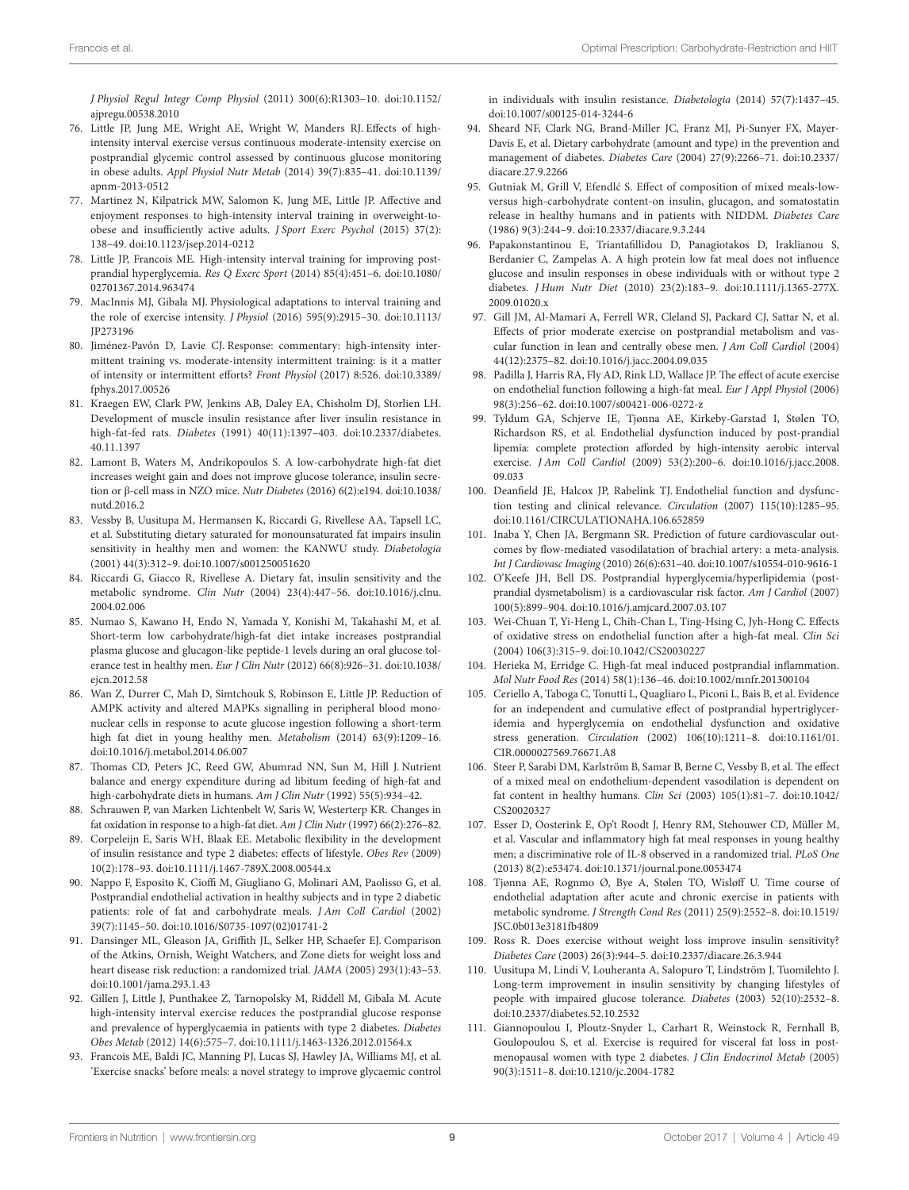*J Physiol Regul Integr Comp Physiol* (2011) 300(6):R1303–10. doi:10.1152/ajpregu.00538.2010

76. Little JP, Jung ME, Wright AE, Wright W, Manders RJ. Effects of high-intensity interval exercise versus continuous moderate-intensity exercise on postprandial glycemic control assessed by continuous glucose monitoring in obese adults. *Appl Physiol Nutr Metab* (2014) 39(7):835–41. doi:10.1139/apnm-2013-0512
77. Martinez N, Kilpatrick MW, Salomon K, Jung ME, Little JP. Affective and enjoyment responses to high-intensity interval training in overweight-to-obese and insufficiently active adults. *J Sport Exerc Psychol* (2015) 37(2): 138–49. doi:10.1123/jsep.2014-0212
78. Little JP, Francois ME. High-intensity interval training for improving postprandial hyperglycemia. *Res Q Exerc Sport* (2014) 85(4):451–6. doi:10.1080/02701367.2014.963474
79. MacInnis MJ, Gibala MJ. Physiological adaptations to interval training and the role of exercise intensity. *J Physiol* (2016) 595(9):2915–30. doi:10.1113/JP273196
80. Jiménez-Pavón D, Lavie CJ. Response: commentary: high-intensity intermittent training vs. moderate-intensity intermittent training: is it a matter of intensity or intermittent efforts? *Front Physiol* (2017) 8:526. doi:10.3389/fphys.2017.00526
81. Kraegen EW, Clark PW, Jenkins AB, Daley EA, Chisholm DJ, Storlien LH. Development of muscle insulin resistance after liver insulin resistance in high-fat-fed rats. *Diabetes* (1991) 40(11):1397–403. doi:10.2337/diabetes.40.11.1397
82. Lamont B, Waters M, Andrikopoulos S. A low-carbohydrate high-fat diet increases weight gain and does not improve glucose tolerance, insulin secretion or β-cell mass in NZO mice. *Nutr Diabetes* (2016) 6(2):e194. doi:10.1038/nutd.2016.2
83. Vessby B, Uusitupa M, Hermansen K, Riccardi G, Rivellese AA, Tapsell LC, et al. Substituting dietary saturated for monounsaturated fat impairs insulin sensitivity in healthy men and women: the KANWU study. *Diabetologia* (2001) 44(3):312–9. doi:10.1007/s001250051620
84. Riccardi G, Giacco R, Rivellese A. Dietary fat, insulin sensitivity and the metabolic syndrome. *Clin Nutr* (2004) 23(4):447–56. doi:10.1016/j.clnu.2004.02.006
85. Numao S, Kawano H, Endo N, Yamada Y, Konishi M, Takahashi M, et al. Short-term low carbohydrate/high-fat diet intake increases postprandial plasma glucose and glucagon-like peptide-1 levels during an oral glucose tolerance test in healthy men. *Eur J Clin Nutr* (2012) 66(8):926–31. doi:10.1038/ejcn.2012.58
86. Wan Z, Durrer C, Mah D, Simtchouk S, Robinson E, Little JP. Reduction of AMPK activity and altered MAPKs signalling in peripheral blood mononuclear cells in response to acute glucose ingestion following a short-term high fat diet in young healthy men. *Metabolism* (2014) 63(9):1209–16. doi:10.1016/j.metabol.2014.06.007
87. Thomas CD, Peters JC, Reed GW, Abumrad NN, Sun M, Hill J. Nutrient balance and energy expenditure during ad libitum feeding of high-fat and high-carbohydrate diets in humans. *Am J Clin Nutr* (1992) 55(5):934–42.
88. Schrauwen P, van Marken Lichtenbelt W, Saris W, Westerterp KR. Changes in fat oxidation in response to a high-fat diet. *Am J Clin Nutr* (1997) 66(2):276–82.
89. Corpeleijn E, Saris WH, Blaak EE. Metabolic flexibility in the development of insulin resistance and type 2 diabetes: effects of lifestyle. *Obes Rev* (2009) 10(2):178–93. doi:10.1111/j.1467-789X.2008.00544.x
90. Nappo F, Esposito K, Cioffi M, Giugliano G, Molinari AM, Paolisso G, et al. Postprandial endothelial activation in healthy subjects and in type 2 diabetic patients: role of fat and carbohydrate meals. *J Am Coll Cardiol* (2002) 39(7):1145–50. doi:10.1016/S0735-1097(02)01741-2
91. Dansinger ML, Gleason JA, Griffith JL, Selker HP, Schaefer EJ. Comparison of the Atkins, Ornish, Weight Watchers, and Zone diets for weight loss and heart disease risk reduction: a randomized trial. *JAMA* (2005) 293(1):43–53. doi:10.1001/jama.293.1.43
92. Gillen J, Little J, Punthakee Z, Tarnopolsky M, Riddell M, Gibala M. Acute high-intensity interval exercise reduces the postprandial glucose response and prevalence of hyperglycaemia in patients with type 2 diabetes. *Diabetes Obes Metab* (2012) 14(6):575–7. doi:10.1111/j.1463-1326.2012.01564.x
93. Francois ME, Baldi JC, Manning PJ, Lucas SJ, Hawley JA, Williams MJ, et al. 'Exercise snacks' before meals: a novel strategy to improve glycaemic control in individuals with insulin resistance. *Diabetologia* (2014) 57(7):1437–45. doi:10.1007/s00125-014-3244-6
94. Sheard NF, Clark NG, Brand-Miller JC, Franz MJ, Pi-Sunyer FX, Mayer-Davis E, et al. Dietary carbohydrate (amount and type) in the prevention and management of diabetes. *Diabetes Care* (2004) 27(9):2266–71. doi:10.2337/diacare.27.9.2266
95. Gutniak M, Grill V, Efendlć S. Effect of composition of mixed meals-low-versus high-carbohydrate content-on insulin, glucagon, and somatostatin release in healthy humans and in patients with NIDDM. *Diabetes Care* (1986) 9(3):244–9. doi:10.2337/diacare.9.3.244
96. Papakonstantinou E, Triantafillidou D, Panagiotakos D, Iraklianou S, Berdanier C, Zampelas A. A high protein low fat meal does not influence glucose and insulin responses in obese individuals with or without type 2 diabetes. *J Hum Nutr Diet* (2010) 23(2):183–9. doi:10.1111/j.1365-277X.2009.01020.x
97. Gill JM, Al-Mamari A, Ferrell WR, Cleland SJ, Packard CJ, Sattar N, et al. Effects of prior moderate exercise on postprandial metabolism and vascular function in lean and centrally obese men. *J Am Coll Cardiol* (2004) 44(12):2375–82. doi:10.1016/j.jacc.2004.09.035
98. Padilla J, Harris RA, Fly AD, Rink LD, Wallace JP. The effect of acute exercise on endothelial function following a high-fat meal. *Eur J Appl Physiol* (2006) 98(3):256–62. doi:10.1007/s00421-006-0272-z
99. Tyldum GA, Schjerve IE, Tjønna AE, Kirkeby-Garstad I, Stølen TO, Richardson RS, et al. Endothelial dysfunction induced by post-prandial lipemia: complete protection afforded by high-intensity aerobic interval exercise. *J Am Coll Cardiol* (2009) 53(2):200–6. doi:10.1016/j.jacc.2008.09.033
100. Deanfield JE, Halcox JP, Rabelink TJ. Endothelial function and dysfunction testing and clinical relevance. *Circulation* (2007) 115(10):1285–95. doi:10.1161/CIRCULATIONAHA.106.652859
101. Inaba Y, Chen JA, Bergmann SR. Prediction of future cardiovascular outcomes by flow-mediated vasodilatation of brachial artery: a meta-analysis. *Int J Cardiovasc Imaging* (2010) 26(6):631–40. doi:10.1007/s10554-010-9616-1
102. O'Keefe JH, Bell DS. Postprandial hyperglycemia/hyperlipidemia (postprandial dysmetabolism) is a cardiovascular risk factor. *Am J Cardiol* (2007) 100(5):899–904. doi:10.1016/j.amjcard.2007.03.107
103. Wei-Chuan T, Yi-Heng L, Chih-Chan L, Ting-Hsing C, Jyh-Hong C. Effects of oxidative stress on endothelial function after a high-fat meal. *Clin Sci* (2004) 106(3):315–9. doi:10.1042/CS20030227
104. Herieka M, Erridge C. High-fat meal induced postprandial inflammation. *Mol Nutr Food Res* (2014) 58(1):136–46. doi:10.1002/mnfr.201300104
105. Ceriello A, Taboga C, Tonutti L, Quagliaro L, Piconi L, Bais B, et al. Evidence for an independent and cumulative effect of postprandial hypertriglyceridemia and hyperglycemia on endothelial dysfunction and oxidative stress generation. *Circulation* (2002) 106(10):1211–8. doi:10.1161/01.CIR.0000027569.76671.A8
106. Steer P, Sarabi DM, Karlström B, Samar B, Berne C, Vessby B, et al. The effect of a mixed meal on endothelium-dependent vasodilation is dependent on fat content in healthy humans. *Clin Sci* (2003) 105(1):81–7. doi:10.1042/CS20020327
107. Esser D, Oosterink E, Op't Roodt J, Henry RM, Stehouwer CD, Müller M, et al. Vascular and inflammatory high fat meal responses in young healthy men; a discriminative role of IL-8 observed in a randomized trial. *PLoS One* (2013) 8(2):e53474. doi:10.1371/journal.pone.0053474
108. Tjønna AE, Rognmo Ø, Bye A, Stølen TO, Wisløff U. Time course of endothelial adaptation after acute and chronic exercise in patients with metabolic syndrome. *J Strength Cond Res* (2011) 25(9):2552–8. doi:10.1519/JSC.0b013e3181fb4809
109. Ross R. Does exercise without weight loss improve insulin sensitivity? *Diabetes Care* (2003) 26(3):944–5. doi:10.2337/diacare.26.3.944
110. Uusitupa M, Lindi V, Louheranta A, Salopuro T, Lindström J, Tuomilehto J. Long-term improvement in insulin sensitivity by changing lifestyles of people with impaired glucose tolerance. *Diabetes* (2003) 52(10):2532–8. doi:10.2337/diabetes.52.10.2532
111. Giannopoulou I, Ploutz-Snyder L, Carhart R, Weinstock R, Fernhall B, Goulopoulou S, et al. Exercise is required for visceral fat loss in postmenopausal women with type 2 diabetes. *J Clin Endocrinol Metab* (2005) 90(3):1511–8. doi:10.1210/jc.2004-1782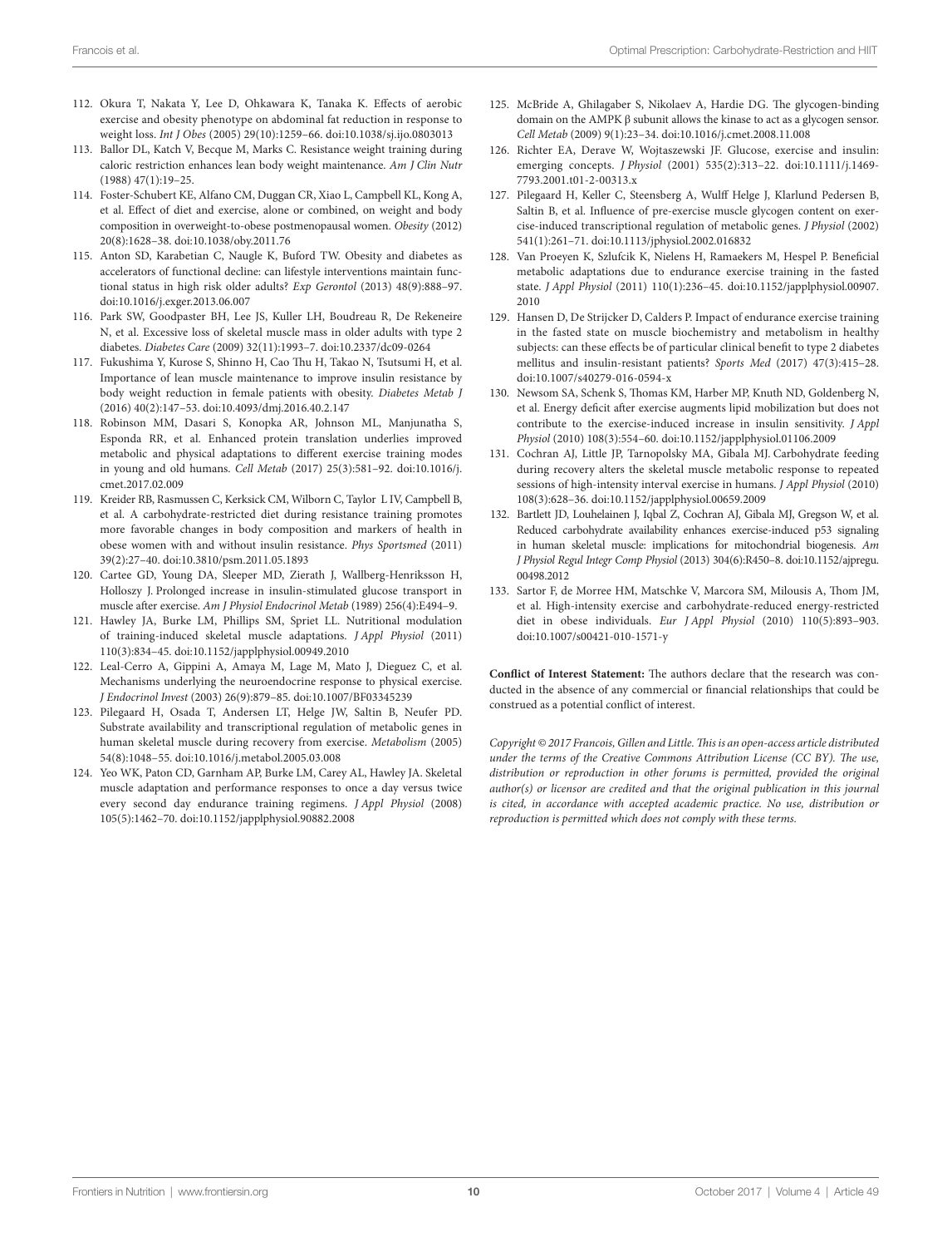112. Okura T, Nakata Y, Lee D, Ohkawara K, Tanaka K. Effects of aerobic exercise and obesity phenotype on abdominal fat reduction in response to weight loss. *Int J Obes* (2005) 29(10):1259–66. doi:10.1038/sj.ijo.0803013
113. Ballor DL, Katch V, Becque M, Marks C. Resistance weight training during caloric restriction enhances lean body weight maintenance. *Am J Clin Nutr* (1988) 47(1):19–25.
114. Foster-Schubert KE, Alfano CM, Duggan CR, Xiao L, Campbell KL, Kong A, et al. Effect of diet and exercise, alone or combined, on weight and body composition in overweight-to-obese postmenopausal women. *Obesity* (2012) 20(8):1628–38. doi:10.1038/oby.2011.76
115. Anton SD, Karabetian C, Naugle K, Buford TW. Obesity and diabetes as accelerators of functional decline: can lifestyle interventions maintain functional status in high risk older adults? *Exp Gerontol* (2013) 48(9):888–97. doi:10.1016/j.exger.2013.06.007
116. Park SW, Goodpaster BH, Lee JS, Kuller LH, Boudreau R, De Rekeneire N, et al. Excessive loss of skeletal muscle mass in older adults with type 2 diabetes. *Diabetes Care* (2009) 32(11):1993–7. doi:10.2337/dc09-0264
117. Fukushima Y, Kurose S, Shinno H, Cao Thu H, Takao N, Tsutsumi H, et al. Importance of lean muscle maintenance to improve insulin resistance by body weight reduction in female patients with obesity. *Diabetes Metab J* (2016) 40(2):147–53. doi:10.4093/dmj.2016.40.2.147
118. Robinson MM, Dasari S, Konopka AR, Johnson ML, Manjunatha S, Esponda RR, et al. Enhanced protein translation underlies improved metabolic and physical adaptations to different exercise training modes in young and old humans. *Cell Metab* (2017) 25(3):581–92. doi:10.1016/j.cmet.2017.02.009
119. Kreider RB, Rasmussen C, Kerksick CM, Wilborn C, Taylor L IV, Campbell B, et al. A carbohydrate-restricted diet during resistance training promotes more favorable changes in body composition and markers of health in obese women with and without insulin resistance. *Phys Sportsmed* (2011) 39(2):27–40. doi:10.3810/psm.2011.05.1893
120. Cartee GD, Young DA, Sleeper MD, Zierath J, Wallberg-Henriksson H, Holloszy J. Prolonged increase in insulin-stimulated glucose transport in muscle after exercise. *Am J Physiol Endocrinol Metab* (1989) 256(4):E494–9.
121. Hawley JA, Burke LM, Phillips SM, Spriet LL. Nutritional modulation of training-induced skeletal muscle adaptations. *J Appl Physiol* (2011) 110(3):834–45. doi:10.1152/japplphysiol.00949.2010
122. Leal-Cerro A, Gippini A, Amaya M, Lage M, Mato J, Dieguez C, et al. Mechanisms underlying the neuroendocrine response to physical exercise. *J Endocrinol Invest* (2003) 26(9):879–85. doi:10.1007/BF03345239
123. Pilegaard H, Osada T, Andersen LT, Helge JW, Saltin B, Neufer PD. Substrate availability and transcriptional regulation of metabolic genes in human skeletal muscle during recovery from exercise. *Metabolism* (2005) 54(8):1048–55. doi:10.1016/j.metabol.2005.03.008
124. Yeo WK, Paton CD, Garnham AP, Burke LM, Carey AL, Hawley JA. Skeletal muscle adaptation and performance responses to once a day versus twice every second day endurance training regimens. *J Appl Physiol* (2008) 105(5):1462–70. doi:10.1152/japplphysiol.90882.2008
125. McBride A, Ghilagaber S, Nikolaev A, Hardie DG. The glycogen-binding domain on the AMPK β subunit allows the kinase to act as a glycogen sensor. *Cell Metab* (2009) 9(1):23–34. doi:10.1016/j.cmet.2008.11.008
126. Richter EA, Derave W, Wojtaszewski JF. Glucose, exercise and insulin: emerging concepts. *J Physiol* (2001) 535(2):313–22. doi:10.1111/j.1469-7793.2001.t01-2-00313.x
127. Pilegaard H, Keller C, Steensberg A, Wulff Helge J, Klarlund Pedersen B, Saltin B, et al. Influence of pre-exercise muscle glycogen content on exercise-induced transcriptional regulation of metabolic genes. *J Physiol* (2002) 541(1):261–71. doi:10.1113/jphysiol.2002.016832
128. Van Proeyen K, Szlufcik K, Nielens H, Ramaekers M, Hespel P. Beneficial metabolic adaptations due to endurance exercise training in the fasted state. *J Appl Physiol* (2011) 110(1):236–45. doi:10.1152/japplphysiol.00907.2010
129. Hansen D, De Strijcker D, Calders P. Impact of endurance exercise training in the fasted state on muscle biochemistry and metabolism in healthy subjects: can these effects be of particular clinical benefit to type 2 diabetes mellitus and insulin-resistant patients? *Sports Med* (2017) 47(3):415–28. doi:10.1007/s40279-016-0594-x
130. Newsom SA, Schenk S, Thomas KM, Harber MP, Knuth ND, Goldenberg N, et al. Energy deficit after exercise augments lipid mobilization but does not contribute to the exercise-induced increase in insulin sensitivity. *J Appl Physiol* (2010) 108(3):554–60. doi:10.1152/japplphysiol.01106.2009
131. Cochran AJ, Little JP, Tarnopolsky MA, Gibala MJ. Carbohydrate feeding during recovery alters the skeletal muscle metabolic response to repeated sessions of high-intensity interval exercise in humans. *J Appl Physiol* (2010) 108(3):628–36. doi:10.1152/japplphysiol.00659.2009
132. Bartlett JD, Louhelainen J, Iqbal Z, Cochran AJ, Gibala MJ, Gregson W, et al. Reduced carbohydrate availability enhances exercise-induced p53 signaling in human skeletal muscle: implications for mitochondrial biogenesis. *Am J Physiol Regul Integr Comp Physiol* (2013) 304(6):R450–8. doi:10.1152/ajpregu.00498.2012
133. Sartor F, de Morree HM, Matschke V, Marcora SM, Milousis A, Thom JM, et al. High-intensity exercise and carbohydrate-reduced energy-restricted diet in obese individuals. *Eur J Appl Physiol* (2010) 110(5):893–903. doi:10.1007/s00421-010-1571-y

**Conflict of Interest Statement:** The authors declare that the research was conducted in the absence of any commercial or financial relationships that could be construed as a potential conflict of interest.

*Copyright © 2017 Francois, Gillen and Little. This is an open-access article distributed under the terms of the Creative Commons Attribution License (CC BY). The use, distribution or reproduction in other forums is permitted, provided the original author(s) or licensor are credited and that the original publication in this journal is cited, in accordance with accepted academic practice. No use, distribution or reproduction is permitted which does not comply with these terms.*